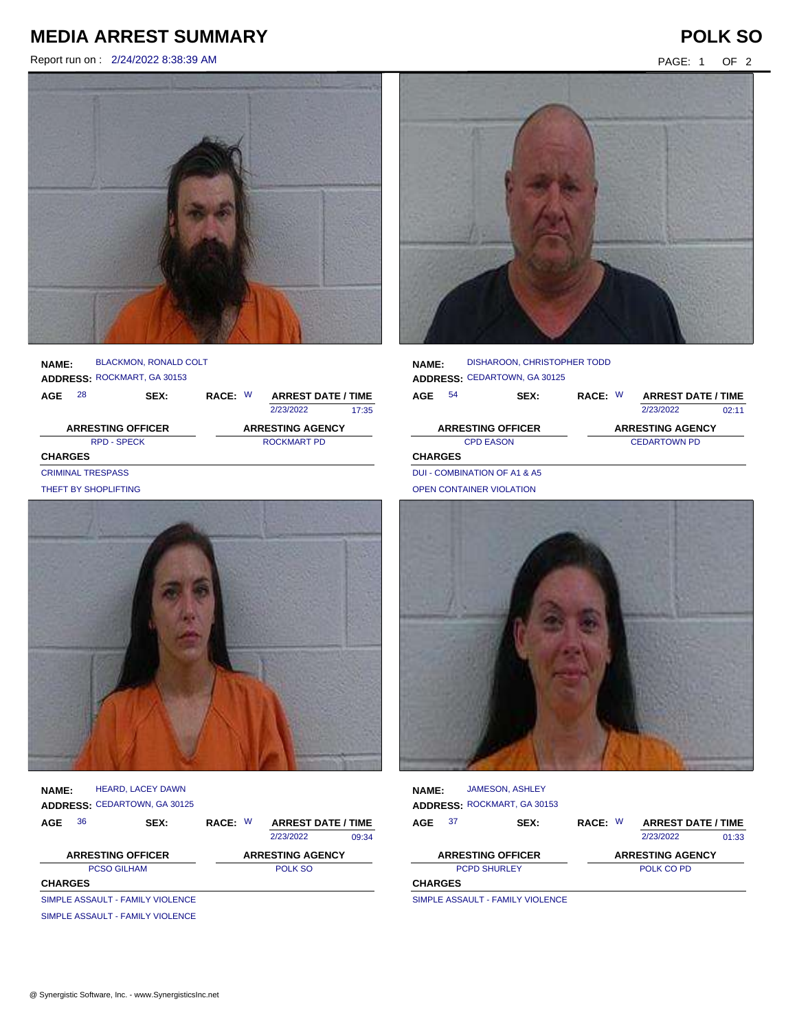# MEDIA ARREST SUMMARY

# POLK SO

Report run on : 2/24/2022 8:38:39 AM

**NAME:** BLACKMON, RONALD COLT
**ADDRESS:** ROCKMART, GA 30153

| AGE | SEX: | RACE: | ARREST DATE / TIME | |
|---|---|---|---|---|
| 28 | | W | 2/23/2022 | 17:35 |

| ARRESTING OFFICER | ARRESTING AGENCY |
|---|---|
| RPD - SPECK | ROCKMART PD |

**CHARGES**

CRIMINAL TRESPASS

THEFT BY SHOPLIFTING

**NAME:** DISHAROON, CHRISTOPHER TODD
**ADDRESS:** CEDARTOWN, GA 30125

| AGE | SEX: | RACE: | ARREST DATE / TIME | |
|---|---|---|---|---|
| 54 | | W | 2/23/2022 | 02:11 |

| ARRESTING OFFICER | ARRESTING AGENCY |
|---|---|
| CPD EASON | CEDARTOWN PD |

**CHARGES**

DUI - COMBINATION OF A1 & A5

OPEN CONTAINER VIOLATION

**NAME:** HEARD, LACEY DAWN
**ADDRESS:** CEDARTOWN, GA 30125

| AGE | SEX: | RACE: | ARREST DATE / TIME | |
|---|---|---|---|---|
| 36 | | W | 2/23/2022 | 09:34 |

| ARRESTING OFFICER | ARRESTING AGENCY |
|---|---|
| PCSO GILHAM | POLK SO |

**CHARGES**

SIMPLE ASSAULT - FAMILY VIOLENCE

SIMPLE ASSAULT - FAMILY VIOLENCE

**NAME:** JAMESON, ASHLEY
**ADDRESS:** ROCKMART, GA 30153

| AGE | SEX: | RACE: | ARREST DATE / TIME | |
|---|---|---|---|---|
| 37 | | W | 2/23/2022 | 01:33 |

| ARRESTING OFFICER | ARRESTING AGENCY |
|---|---|
| PCPD SHURLEY | POLK CO PD |

**CHARGES**

SIMPLE ASSAULT - FAMILY VIOLENCE

@ Synergistic Software, Inc. - www.SynergisticsInc.net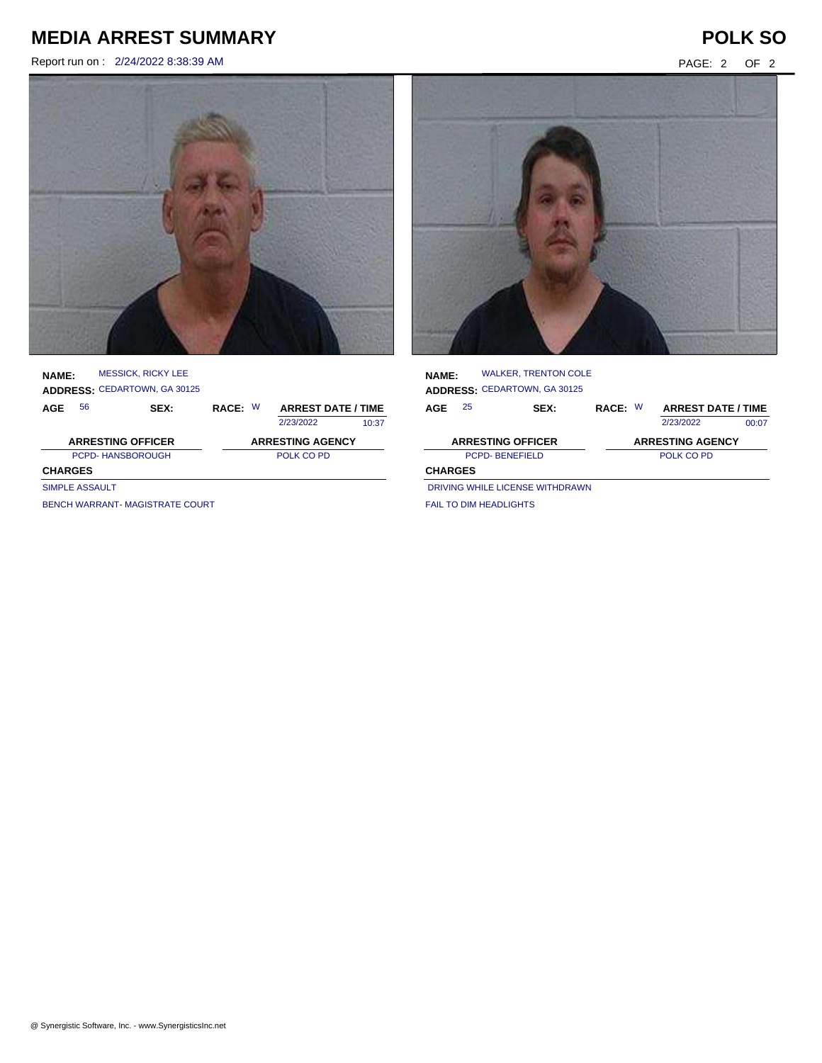# MEDIA ARREST SUMMARY

# POLK SO

Report run on : 2/24/2022 8:38:39 AM

**NAME:** MESSICK, RICKY LEE
**ADDRESS:** CEDARTOWN, GA 30125

**AGE** 56 **SEX:** **RACE:** W **ARREST DATE / TIME** 2/23/2022 10:37

| ARRESTING OFFICER | ARRESTING AGENCY |
| --- | --- |
| PCPD- HANSBOROUGH | POLK CO PD |

**CHARGES**

SIMPLE ASSAULT

BENCH WARRANT- MAGISTRATE COURT

**NAME:** WALKER, TRENTON COLE
**ADDRESS:** CEDARTOWN, GA 30125

**AGE** 25 **SEX:** **RACE:** W **ARREST DATE / TIME** 2/23/2022 00:07

| ARRESTING OFFICER | ARRESTING AGENCY |
| --- | --- |
| PCPD- BENEFIELD | POLK CO PD |

**CHARGES**

DRIVING WHILE LICENSE WITHDRAWN

FAIL TO DIM HEADLIGHTS

@ Synergistic Software, Inc. - www.SynergisticsInc.net